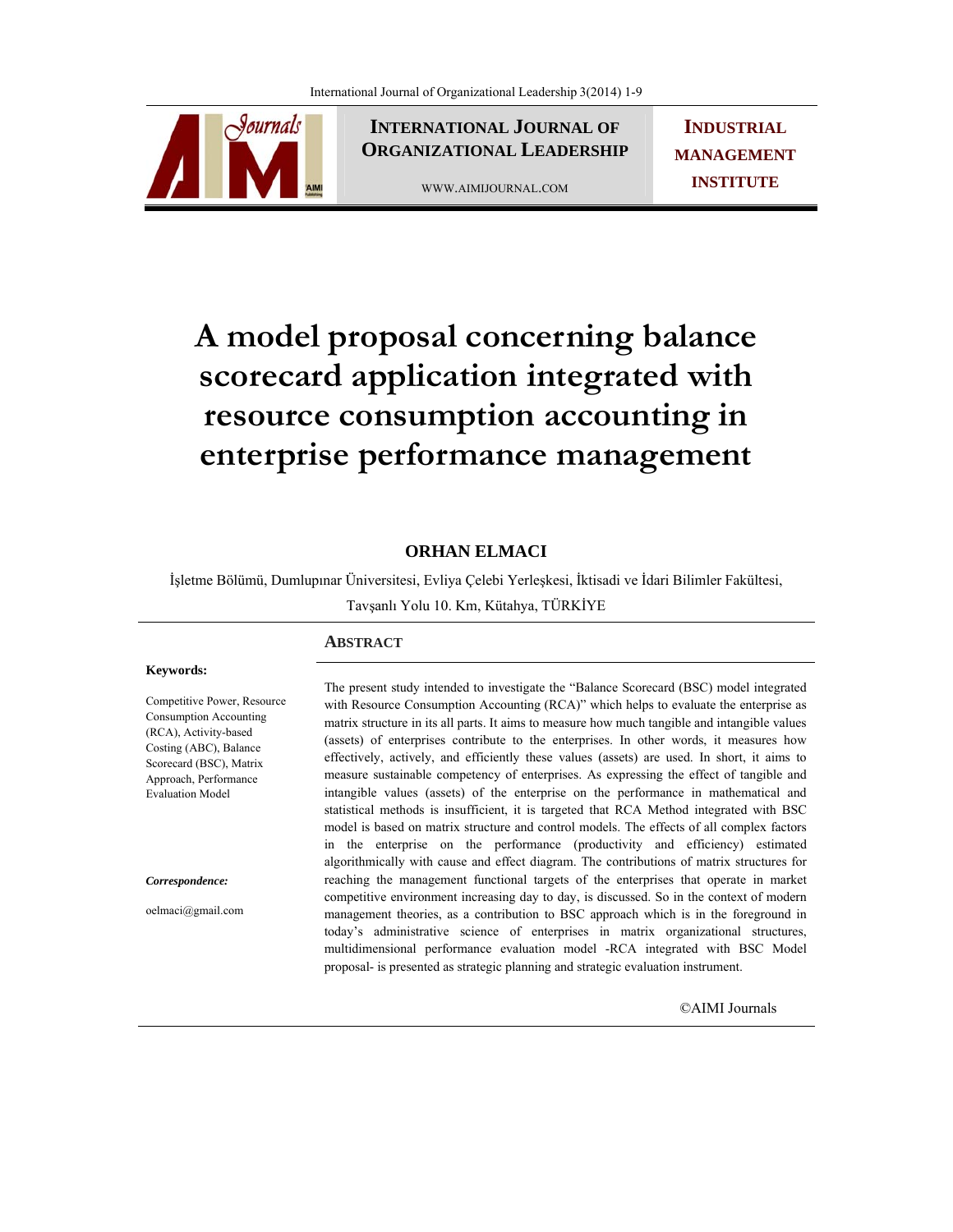# A model proposal concerning balance scorecard application integrated with resource consumption accounting in enterprise performance management

**ORHAN ELMACI**

İşletme Bölümü, Dumlupınar Üniversitesi, Evliya Çelebi Yerleşkesi, İktisadi ve İdari Bilimler Fakültesi, Tavşanlı Yolu 10. Km, Kütahya, TÜRKİYE

**Keywords:**

Competitive Power, Resource Consumption Accounting (RCA), Activity-based Costing (ABC), Balance Scorecard (BSC), Matrix Approach, Performance Evaluation Model

***Correspondence:***

oelmaci@gmail.com

## ABSTRACT

The present study intended to investigate the "Balance Scorecard (BSC) model integrated with Resource Consumption Accounting (RCA)" which helps to evaluate the enterprise as matrix structure in its all parts. It aims to measure how much tangible and intangible values (assets) of enterprises contribute to the enterprises. In other words, it measures how effectively, actively, and efficiently these values (assets) are used. In short, it aims to measure sustainable competency of enterprises. As expressing the effect of tangible and intangible values (assets) of the enterprise on the performance in mathematical and statistical methods is insufficient, it is targeted that RCA Method integrated with BSC model is based on matrix structure and control models. The effects of all complex factors in the enterprise on the performance (productivity and efficiency) estimated algorithmically with cause and effect diagram. The contributions of matrix structures for reaching the management functional targets of the enterprises that operate in market competitive environment increasing day to day, is discussed. So in the context of modern management theories, as a contribution to BSC approach which is in the foreground in today's administrative science of enterprises in matrix organizational structures, multidimensional performance evaluation model -RCA integrated with BSC Model proposal- is presented as strategic planning and strategic evaluation instrument.

©AIMI Journals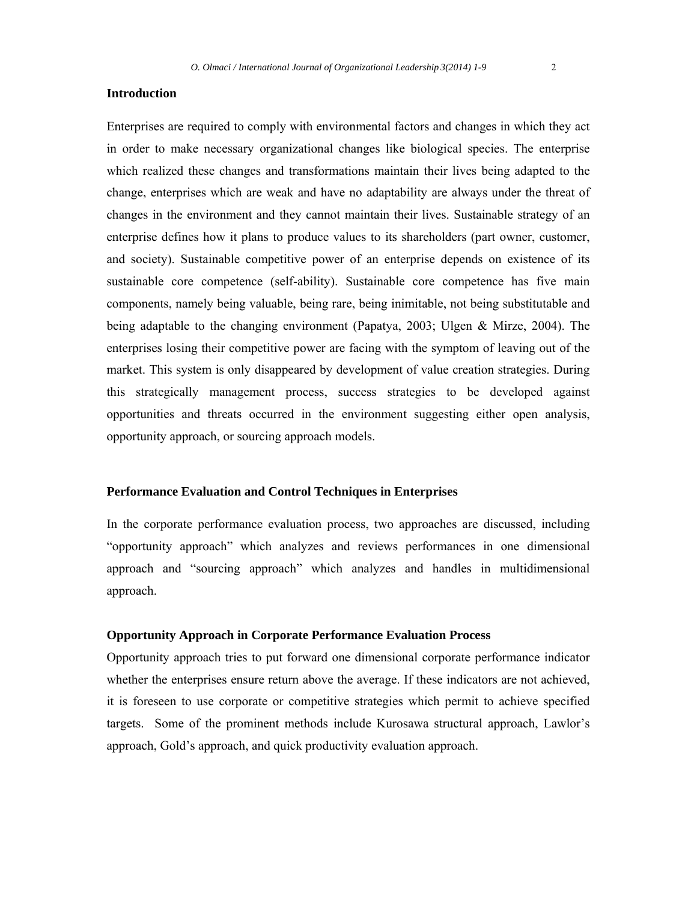## Introduction

Enterprises are required to comply with environmental factors and changes in which they act in order to make necessary organizational changes like biological species. The enterprise which realized these changes and transformations maintain their lives being adapted to the change, enterprises which are weak and have no adaptability are always under the threat of changes in the environment and they cannot maintain their lives. Sustainable strategy of an enterprise defines how it plans to produce values to its shareholders (part owner, customer, and society). Sustainable competitive power of an enterprise depends on existence of its sustainable core competence (self-ability). Sustainable core competence has five main components, namely being valuable, being rare, being inimitable, not being substitutable and being adaptable to the changing environment (Papatya, 2003; Ulgen & Mirze, 2004). The enterprises losing their competitive power are facing with the symptom of leaving out of the market. This system is only disappeared by development of value creation strategies. During this strategically management process, success strategies to be developed against opportunities and threats occurred in the environment suggesting either open analysis, opportunity approach, or sourcing approach models.

## Performance Evaluation and Control Techniques in Enterprises

In the corporate performance evaluation process, two approaches are discussed, including "opportunity approach" which analyzes and reviews performances in one dimensional approach and "sourcing approach" which analyzes and handles in multidimensional approach.

### Opportunity Approach in Corporate Performance Evaluation Process

Opportunity approach tries to put forward one dimensional corporate performance indicator whether the enterprises ensure return above the average. If these indicators are not achieved, it is foreseen to use corporate or competitive strategies which permit to achieve specified targets. Some of the prominent methods include Kurosawa structural approach, Lawlor's approach, Gold's approach, and quick productivity evaluation approach.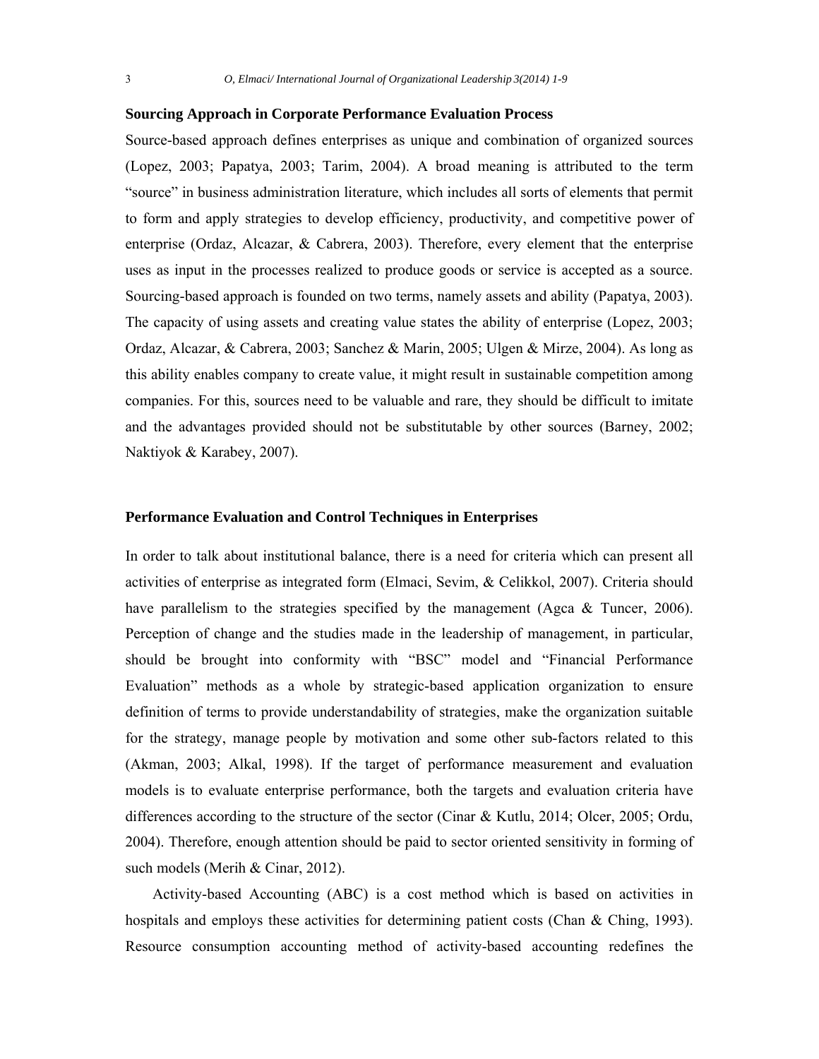**Sourcing Approach in Corporate Performance Evaluation Process**

Source-based approach defines enterprises as unique and combination of organized sources (Lopez, 2003; Papatya, 2003; Tarim, 2004). A broad meaning is attributed to the term "source" in business administration literature, which includes all sorts of elements that permit to form and apply strategies to develop efficiency, productivity, and competitive power of enterprise (Ordaz, Alcazar, & Cabrera, 2003). Therefore, every element that the enterprise uses as input in the processes realized to produce goods or service is accepted as a source. Sourcing-based approach is founded on two terms, namely assets and ability (Papatya, 2003). The capacity of using assets and creating value states the ability of enterprise (Lopez, 2003; Ordaz, Alcazar, & Cabrera, 2003; Sanchez & Marin, 2005; Ulgen & Mirze, 2004). As long as this ability enables company to create value, it might result in sustainable competition among companies. For this, sources need to be valuable and rare, they should be difficult to imitate and the advantages provided should not be substitutable by other sources (Barney, 2002; Naktiyok & Karabey, 2007).

**Performance Evaluation and Control Techniques in Enterprises**

In order to talk about institutional balance, there is a need for criteria which can present all activities of enterprise as integrated form (Elmaci, Sevim, & Celikkol, 2007). Criteria should have parallelism to the strategies specified by the management (Agca & Tuncer, 2006). Perception of change and the studies made in the leadership of management, in particular, should be brought into conformity with "BSC" model and "Financial Performance Evaluation" methods as a whole by strategic-based application organization to ensure definition of terms to provide understandability of strategies, make the organization suitable for the strategy, manage people by motivation and some other sub-factors related to this (Akman, 2003; Alkal, 1998). If the target of performance measurement and evaluation models is to evaluate enterprise performance, both the targets and evaluation criteria have differences according to the structure of the sector (Cinar & Kutlu, 2014; Olcer, 2005; Ordu, 2004). Therefore, enough attention should be paid to sector oriented sensitivity in forming of such models (Merih & Cinar, 2012).

Activity-based Accounting (ABC) is a cost method which is based on activities in hospitals and employs these activities for determining patient costs (Chan & Ching, 1993). Resource consumption accounting method of activity-based accounting redefines the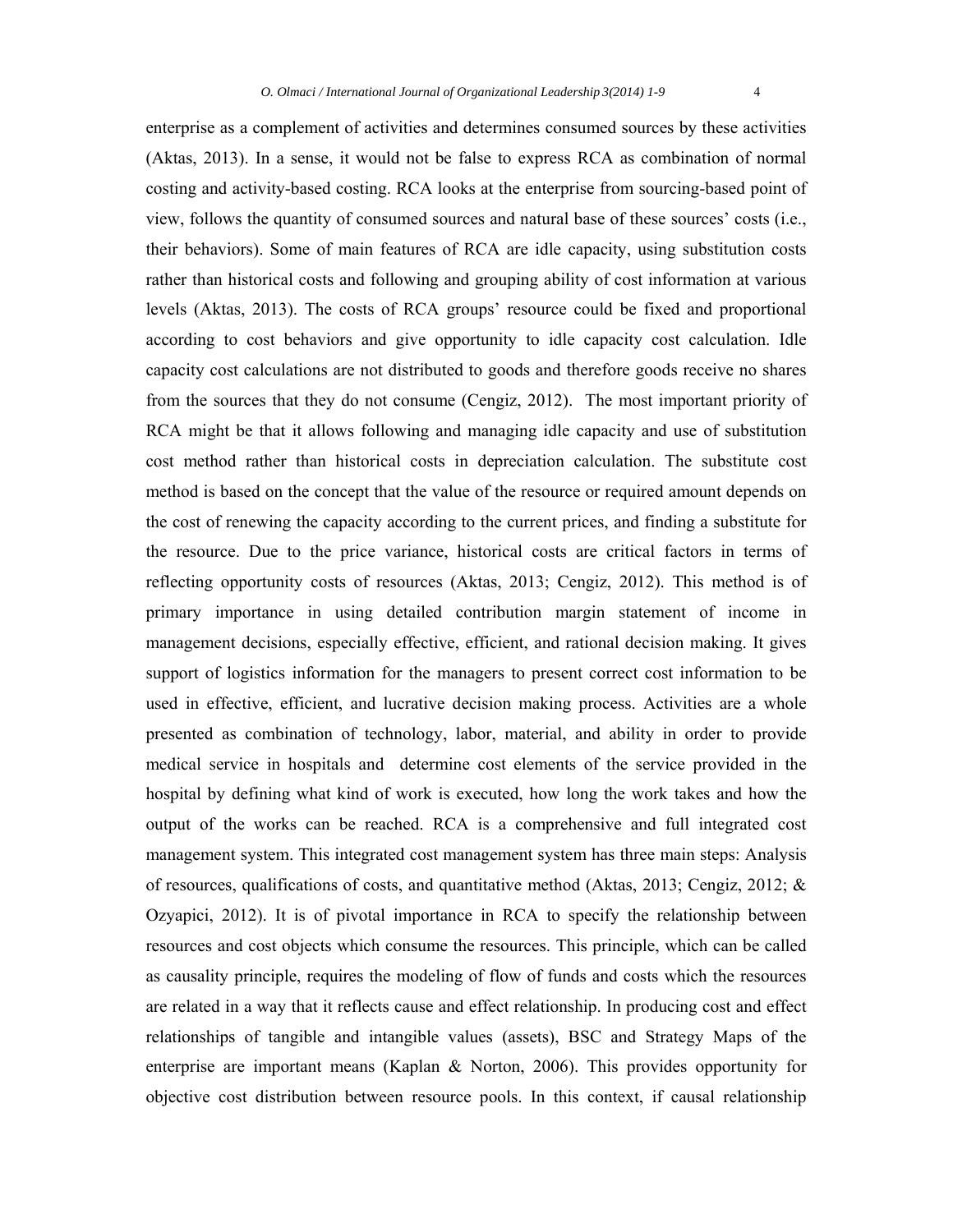enterprise as a complement of activities and determines consumed sources by these activities (Aktas, 2013). In a sense, it would not be false to express RCA as combination of normal costing and activity-based costing. RCA looks at the enterprise from sourcing-based point of view, follows the quantity of consumed sources and natural base of these sources' costs (i.e., their behaviors). Some of main features of RCA are idle capacity, using substitution costs rather than historical costs and following and grouping ability of cost information at various levels (Aktas, 2013). The costs of RCA groups' resource could be fixed and proportional according to cost behaviors and give opportunity to idle capacity cost calculation. Idle capacity cost calculations are not distributed to goods and therefore goods receive no shares from the sources that they do not consume (Cengiz, 2012). The most important priority of RCA might be that it allows following and managing idle capacity and use of substitution cost method rather than historical costs in depreciation calculation. The substitute cost method is based on the concept that the value of the resource or required amount depends on the cost of renewing the capacity according to the current prices, and finding a substitute for the resource. Due to the price variance, historical costs are critical factors in terms of reflecting opportunity costs of resources (Aktas, 2013; Cengiz, 2012). This method is of primary importance in using detailed contribution margin statement of income in management decisions, especially effective, efficient, and rational decision making. It gives support of logistics information for the managers to present correct cost information to be used in effective, efficient, and lucrative decision making process. Activities are a whole presented as combination of technology, labor, material, and ability in order to provide medical service in hospitals and determine cost elements of the service provided in the hospital by defining what kind of work is executed, how long the work takes and how the output of the works can be reached. RCA is a comprehensive and full integrated cost management system. This integrated cost management system has three main steps: Analysis of resources, qualifications of costs, and quantitative method (Aktas, 2013; Cengiz, 2012; & Ozyapici, 2012). It is of pivotal importance in RCA to specify the relationship between resources and cost objects which consume the resources. This principle, which can be called as causality principle, requires the modeling of flow of funds and costs which the resources are related in a way that it reflects cause and effect relationship. In producing cost and effect relationships of tangible and intangible values (assets), BSC and Strategy Maps of the enterprise are important means (Kaplan & Norton, 2006). This provides opportunity for objective cost distribution between resource pools. In this context, if causal relationship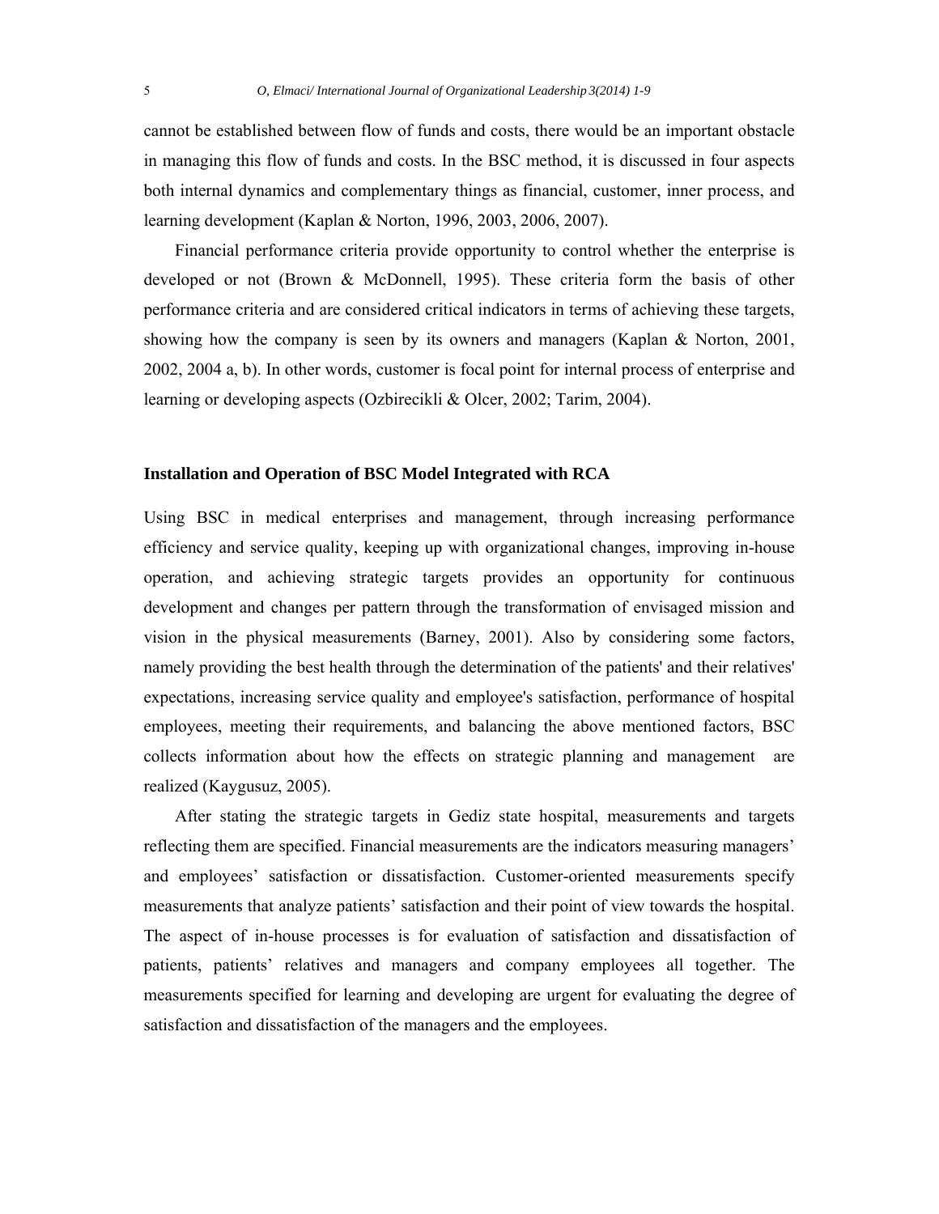cannot be established between flow of funds and costs, there would be an important obstacle in managing this flow of funds and costs. In the BSC method, it is discussed in four aspects both internal dynamics and complementary things as financial, customer, inner process, and learning development (Kaplan & Norton, 1996, 2003, 2006, 2007).

Financial performance criteria provide opportunity to control whether the enterprise is developed or not (Brown & McDonnell, 1995). These criteria form the basis of other performance criteria and are considered critical indicators in terms of achieving these targets, showing how the company is seen by its owners and managers (Kaplan & Norton, 2001, 2002, 2004 a, b). In other words, customer is focal point for internal process of enterprise and learning or developing aspects (Ozbirecikli & Olcer, 2002; Tarim, 2004).

### Installation and Operation of BSC Model Integrated with RCA

Using BSC in medical enterprises and management, through increasing performance efficiency and service quality, keeping up with organizational changes, improving in-house operation, and achieving strategic targets provides an opportunity for continuous development and changes per pattern through the transformation of envisaged mission and vision in the physical measurements (Barney, 2001). Also by considering some factors, namely providing the best health through the determination of the patients' and their relatives' expectations, increasing service quality and employee's satisfaction, performance of hospital employees, meeting their requirements, and balancing the above mentioned factors, BSC collects information about how the effects on strategic planning and management are realized (Kaygusuz, 2005).

After stating the strategic targets in Gediz state hospital, measurements and targets reflecting them are specified. Financial measurements are the indicators measuring managers' and employees' satisfaction or dissatisfaction. Customer-oriented measurements specify measurements that analyze patients' satisfaction and their point of view towards the hospital. The aspect of in-house processes is for evaluation of satisfaction and dissatisfaction of patients, patients' relatives and managers and company employees all together. The measurements specified for learning and developing are urgent for evaluating the degree of satisfaction and dissatisfaction of the managers and the employees.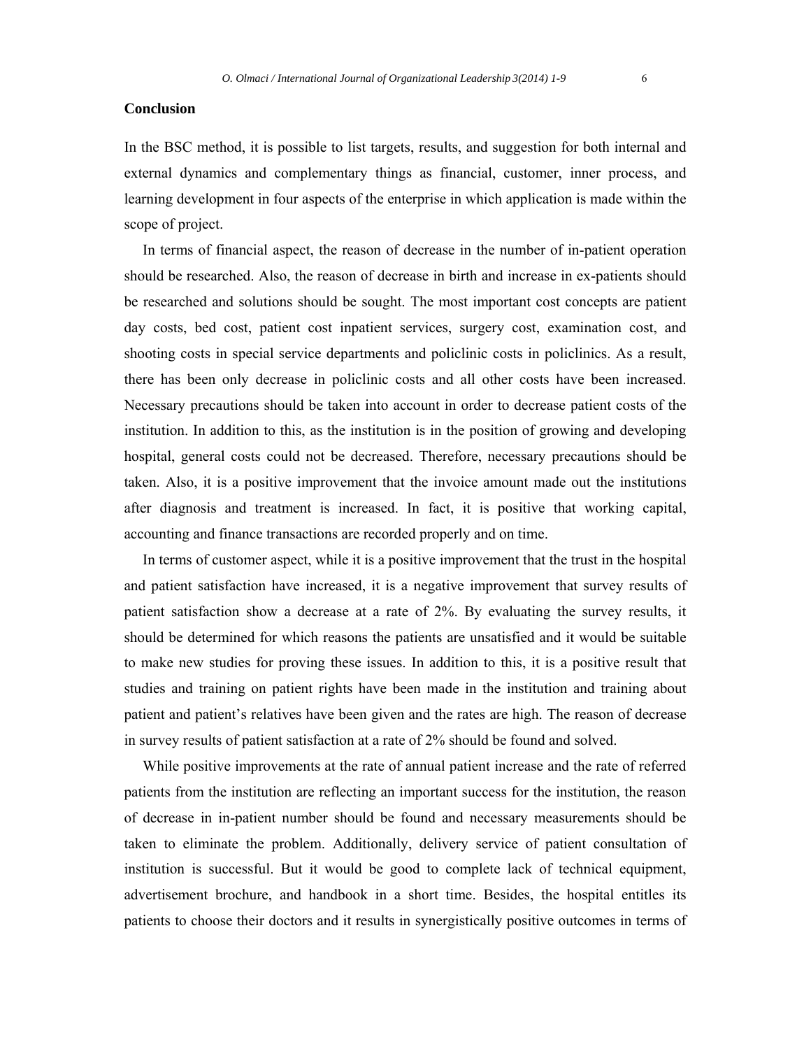## Conclusion

In the BSC method, it is possible to list targets, results, and suggestion for both internal and external dynamics and complementary things as financial, customer, inner process, and learning development in four aspects of the enterprise in which application is made within the scope of project.

In terms of financial aspect, the reason of decrease in the number of in-patient operation should be researched. Also, the reason of decrease in birth and increase in ex-patients should be researched and solutions should be sought. The most important cost concepts are patient day costs, bed cost, patient cost inpatient services, surgery cost, examination cost, and shooting costs in special service departments and policlinic costs in policlinics. As a result, there has been only decrease in policlinic costs and all other costs have been increased. Necessary precautions should be taken into account in order to decrease patient costs of the institution. In addition to this, as the institution is in the position of growing and developing hospital, general costs could not be decreased. Therefore, necessary precautions should be taken. Also, it is a positive improvement that the invoice amount made out the institutions after diagnosis and treatment is increased. In fact, it is positive that working capital, accounting and finance transactions are recorded properly and on time.

In terms of customer aspect, while it is a positive improvement that the trust in the hospital and patient satisfaction have increased, it is a negative improvement that survey results of patient satisfaction show a decrease at a rate of 2%. By evaluating the survey results, it should be determined for which reasons the patients are unsatisfied and it would be suitable to make new studies for proving these issues. In addition to this, it is a positive result that studies and training on patient rights have been made in the institution and training about patient and patient's relatives have been given and the rates are high. The reason of decrease in survey results of patient satisfaction at a rate of 2% should be found and solved.

While positive improvements at the rate of annual patient increase and the rate of referred patients from the institution are reflecting an important success for the institution, the reason of decrease in in-patient number should be found and necessary measurements should be taken to eliminate the problem. Additionally, delivery service of patient consultation of institution is successful. But it would be good to complete lack of technical equipment, advertisement brochure, and handbook in a short time. Besides, the hospital entitles its patients to choose their doctors and it results in synergistically positive outcomes in terms of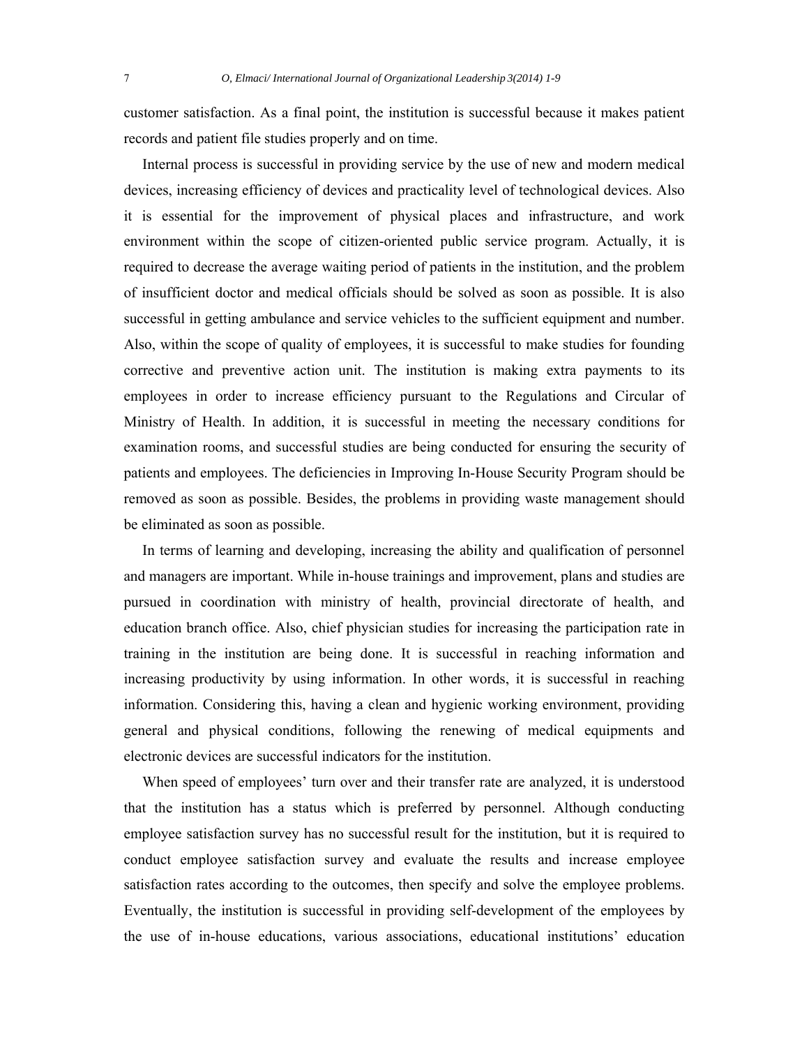customer satisfaction. As a final point, the institution is successful because it makes patient records and patient file studies properly and on time.

Internal process is successful in providing service by the use of new and modern medical devices, increasing efficiency of devices and practicality level of technological devices. Also it is essential for the improvement of physical places and infrastructure, and work environment within the scope of citizen-oriented public service program. Actually, it is required to decrease the average waiting period of patients in the institution, and the problem of insufficient doctor and medical officials should be solved as soon as possible. It is also successful in getting ambulance and service vehicles to the sufficient equipment and number. Also, within the scope of quality of employees, it is successful to make studies for founding corrective and preventive action unit. The institution is making extra payments to its employees in order to increase efficiency pursuant to the Regulations and Circular of Ministry of Health. In addition, it is successful in meeting the necessary conditions for examination rooms, and successful studies are being conducted for ensuring the security of patients and employees. The deficiencies in Improving In-House Security Program should be removed as soon as possible. Besides, the problems in providing waste management should be eliminated as soon as possible.

In terms of learning and developing, increasing the ability and qualification of personnel and managers are important. While in-house trainings and improvement, plans and studies are pursued in coordination with ministry of health, provincial directorate of health, and education branch office. Also, chief physician studies for increasing the participation rate in training in the institution are being done. It is successful in reaching information and increasing productivity by using information. In other words, it is successful in reaching information. Considering this, having a clean and hygienic working environment, providing general and physical conditions, following the renewing of medical equipments and electronic devices are successful indicators for the institution.

When speed of employees' turn over and their transfer rate are analyzed, it is understood that the institution has a status which is preferred by personnel. Although conducting employee satisfaction survey has no successful result for the institution, but it is required to conduct employee satisfaction survey and evaluate the results and increase employee satisfaction rates according to the outcomes, then specify and solve the employee problems. Eventually, the institution is successful in providing self-development of the employees by the use of in-house educations, various associations, educational institutions' education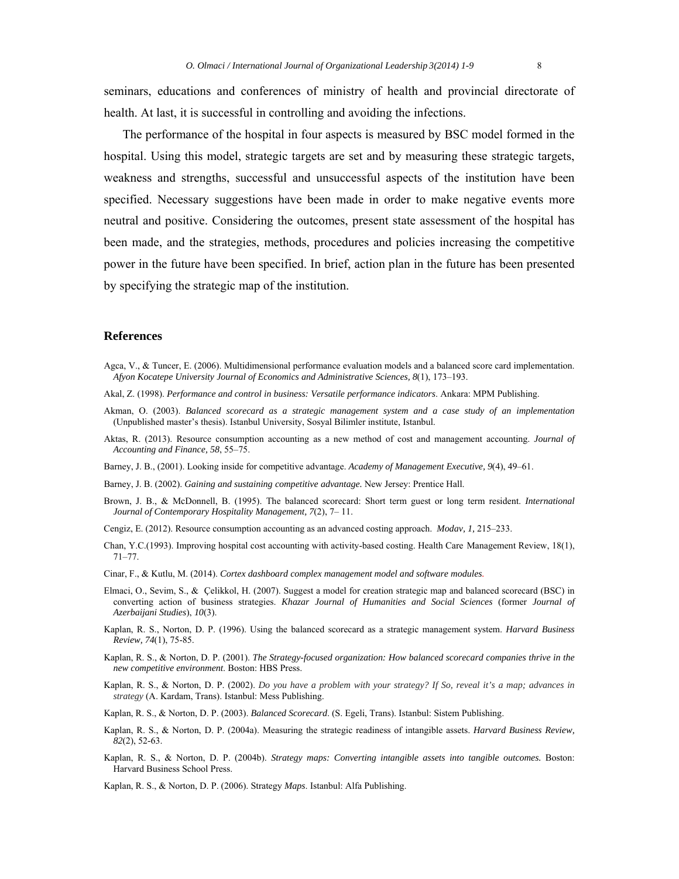seminars, educations and conferences of ministry of health and provincial directorate of health. At last, it is successful in controlling and avoiding the infections.

The performance of the hospital in four aspects is measured by BSC model formed in the hospital. Using this model, strategic targets are set and by measuring these strategic targets, weakness and strengths, successful and unsuccessful aspects of the institution have been specified. Necessary suggestions have been made in order to make negative events more neutral and positive. Considering the outcomes, present state assessment of the hospital has been made, and the strategies, methods, procedures and policies increasing the competitive power in the future have been specified. In brief, action plan in the future has been presented by specifying the strategic map of the institution.

## References

Agca, V., & Tuncer, E. (2006). Multidimensional performance evaluation models and a balanced score card implementation. *Afyon Kocatepe University Journal of Economics and Administrative Sciences, 8*(1), 173–193.

Akal, Z. (1998). *Performance and control in business: Versatile performance indicators*. Ankara: MPM Publishing.

Akman, O. (2003). *Balanced scorecard as a strategic management system and a case study of an implementation* (Unpublished master's thesis). Istanbul University, Sosyal Bilimler institute, Istanbul.

Aktas, R. (2013). Resource consumption accounting as a new method of cost and management accounting. *Journal of Accounting and Finance, 58*, 55–75.

Barney, J. B., (2001). Looking inside for competitive advantage. *Academy of Management Executive, 9*(4), 49–61.

Barney, J. B. (2002). *Gaining and sustaining competitive advantage.* New Jersey: Prentice Hall.

Brown, J. B., & McDonnell, B. (1995). The balanced scorecard: Short term guest or long term resident. *International Journal of Contemporary Hospitality Management, 7*(2), 7– 11.

Cengiz, E. (2012). Resource consumption accounting as an advanced costing approach. *Modav, 1,* 215–233.

Chan, Y.C.(1993). Improving hospital cost accounting with activity-based costing. Health Care Management Review, 18(1), 71–77.

Cinar, F., & Kutlu, M. (2014). *Cortex dashboard complex management model and software modules.*

Elmaci, O., Sevim, S., & Çelikkol, H. (2007). Suggest a model for creation strategic map and balanced scorecard (BSC) in converting action of business strategies. *Khazar Journal of Humanities and Social Sciences* (former *Journal of Azerbaijani Studies*), *10*(3).

Kaplan, R. S., Norton, D. P. (1996). Using the balanced scorecard as a strategic management system. *Harvard Business Review, 74*(1), 75-85.

Kaplan, R. S., & Norton, D. P. (2001). *The Strategy-focused organization: How balanced scorecard companies thrive in the new competitive environment*. Boston: HBS Press.

Kaplan, R. S., & Norton, D. P. (2002). *Do you have a problem with your strategy? If So, reveal it's a map; advances in strategy* (A. Kardam, Trans). Istanbul: Mess Publishing.

Kaplan, R. S., & Norton, D. P. (2003). *Balanced Scorecard*. (S. Egeli, Trans). Istanbul: Sistem Publishing.

Kaplan, R. S., & Norton, D. P. (2004a). Measuring the strategic readiness of intangible assets. *Harvard Business Review, 82*(2), 52-63.

Kaplan, R. S., & Norton, D. P. (2004b). *Strategy maps: Converting intangible assets into tangible outcomes.* Boston: Harvard Business School Press.

Kaplan, R. S., & Norton, D. P. (2006). Strategy *Maps*. Istanbul: Alfa Publishing.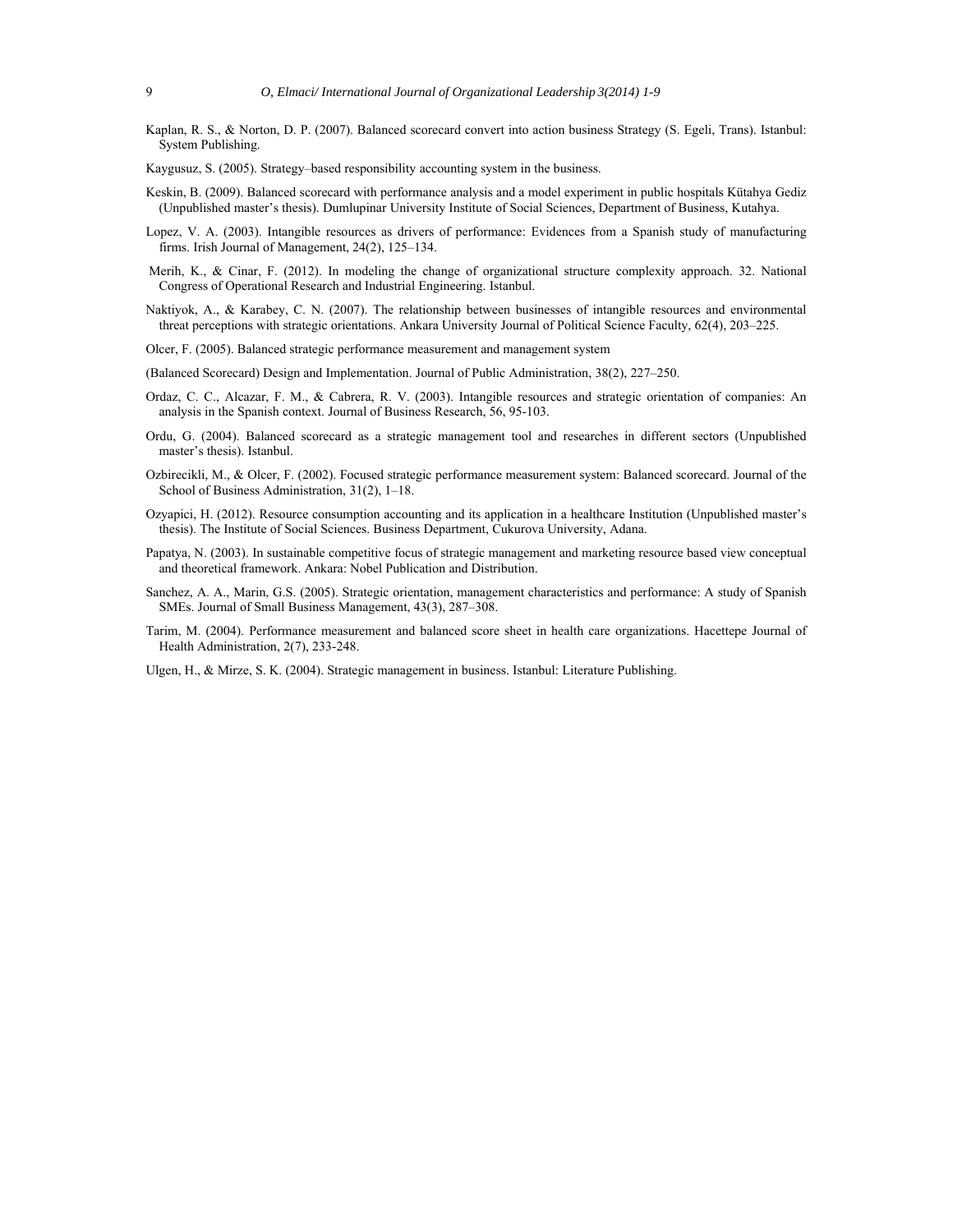Kaplan, R. S., & Norton, D. P. (2007). Balanced scorecard convert into action business Strategy (S. Egeli, Trans). Istanbul: System Publishing.

Kaygusuz, S. (2005). Strategy–based responsibility accounting system in the business.

Keskin, B. (2009). Balanced scorecard with performance analysis and a model experiment in public hospitals Kütahya Gediz (Unpublished master's thesis). Dumlupinar University Institute of Social Sciences, Department of Business, Kutahya.

Lopez, V. A. (2003). Intangible resources as drivers of performance: Evidences from a Spanish study of manufacturing firms. Irish Journal of Management, 24(2), 125–134.

Merih, K., & Cinar, F. (2012). In modeling the change of organizational structure complexity approach. 32. National Congress of Operational Research and Industrial Engineering. Istanbul.

Naktiyok, A., & Karabey, C. N. (2007). The relationship between businesses of intangible resources and environmental threat perceptions with strategic orientations. Ankara University Journal of Political Science Faculty, 62(4), 203–225.

Olcer, F. (2005). Balanced strategic performance measurement and management system

(Balanced Scorecard) Design and Implementation. Journal of Public Administration, 38(2), 227–250.

Ordaz, C. C., Alcazar, F. M., & Cabrera, R. V. (2003). Intangible resources and strategic orientation of companies: An analysis in the Spanish context. Journal of Business Research, 56, 95-103.

Ordu, G. (2004). Balanced scorecard as a strategic management tool and researches in different sectors (Unpublished master's thesis). Istanbul.

Ozbirecikli, M., & Olcer, F. (2002). Focused strategic performance measurement system: Balanced scorecard. Journal of the School of Business Administration, 31(2), 1–18.

Ozyapici, H. (2012). Resource consumption accounting and its application in a healthcare Institution (Unpublished master's thesis). The Institute of Social Sciences. Business Department, Cukurova University, Adana.

Papatya, N. (2003). In sustainable competitive focus of strategic management and marketing resource based view conceptual and theoretical framework. Ankara: Nobel Publication and Distribution.

Sanchez, A. A., Marin, G.S. (2005). Strategic orientation, management characteristics and performance: A study of Spanish SMEs. Journal of Small Business Management, 43(3), 287–308.

Tarim, M. (2004). Performance measurement and balanced score sheet in health care organizations. Hacettepe Journal of Health Administration, 2(7), 233-248.

Ulgen, H., & Mirze, S. K. (2004). Strategic management in business. Istanbul: Literature Publishing.